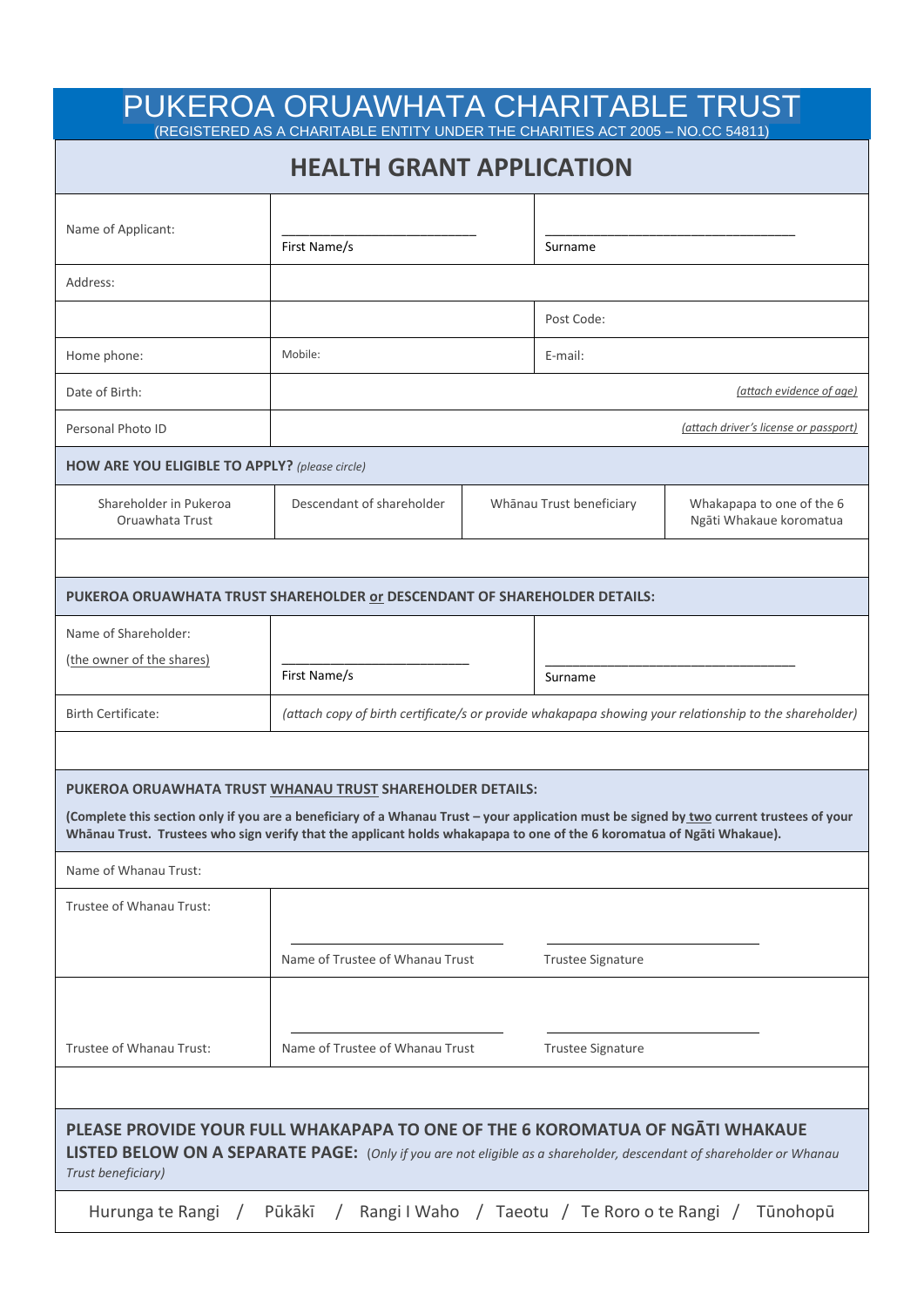# PUKEROA ORUAWHATA CHARITABLE TRUST

(REGISTERED AS A CHARITABLE ENTITY UNDER THE CHARITIES ACT 2005 – NO.CC 54811)

## HEALTH GRANT APPLICATION

| | | |
|---|---|---|
| Name of Applicant: | ___________________________ First Name/s | ___________________________________ Surname |
| Address: | | |
| | | Post Code: |
| Home phone: | Mobile: | E-mail: |
| Date of Birth: | | *(attach evidence of age)* |
| Personal Photo ID | | *(attach driver's license or passport)* |

**HOW ARE YOU ELIGIBLE TO APPLY?** *(please circle)*

| | | | |
|---|---|---|---|
| Shareholder in Pukeroa Oruawhata Trust | Descendant of shareholder | Whānau Trust beneficiary | Whakapapa to one of the 6 Ngāti Whakaue koromatua |

**PUKEROA ORUAWHATA TRUST SHAREHOLDER or DESCENDANT OF SHAREHOLDER DETAILS:**

| | | |
|---|---|---|
| Name of Shareholder: (the owner of the shares) | __________________________ First Name/s | ___________________________________ Surname |
| Birth Certificate: | *(attach copy of birth certificate/s or provide whakapapa showing your relationship to the shareholder)* | |

**PUKEROA ORUAWHATA TRUST WHANAU TRUST SHAREHOLDER DETAILS:**

**(Complete this section only if you are a beneficiary of a Whanau Trust – your application must be signed by two current trustees of your Whānau Trust. Trustees who sign verify that the applicant holds whakapapa to one of the 6 koromatua of Ngāti Whakaue).**

| | | |
|---|---|---|
| Name of Whanau Trust: | | |
| Trustee of Whanau Trust: | ________________________ Name of Trustee of Whanau Trust | ________________________ Trustee Signature |
| Trustee of Whanau Trust: | ________________________ Name of Trustee of Whanau Trust | ________________________ Trustee Signature |

**PLEASE PROVIDE YOUR FULL WHAKAPAPA TO ONE OF THE 6 KOROMATUA OF NGĀTI WHAKAUE LISTED BELOW ON A SEPARATE PAGE:** (*Only if you are not eligible as a shareholder, descendant of shareholder or Whanau Trust beneficiary)*

Hurunga te Rangi / Pūkākī / Rangi I Waho / Taeotu / Te Roro o te Rangi / Tūnohopū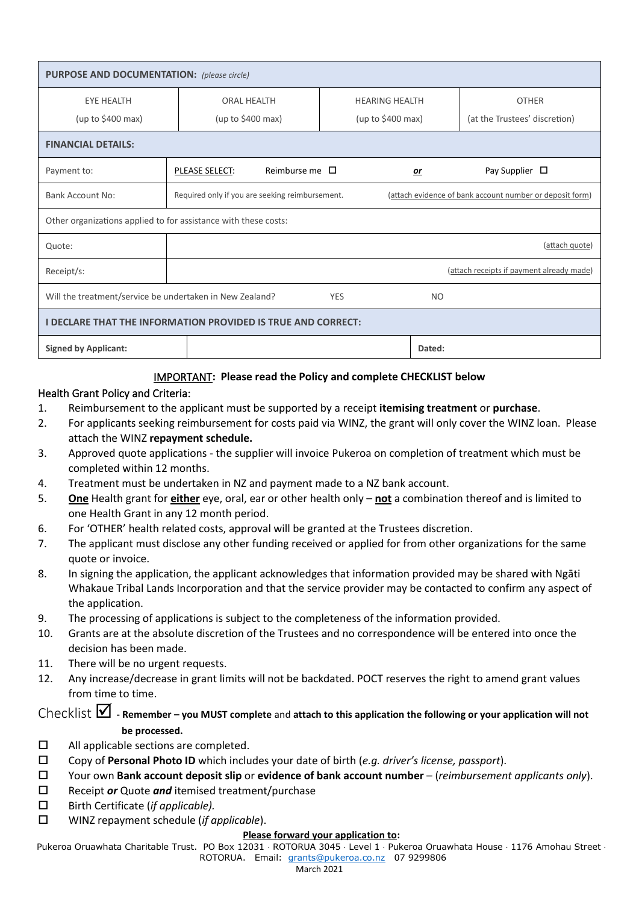| **PURPOSE AND DOCUMENTATION:** *(please circle)* | | | |
|---|---|---|---|
| EYE HEALTH (up to $400 max) | ORAL HEALTH (up to $400 max) | HEARING HEALTH (up to $400 max) | OTHER (at the Trustees' discretion) |

| **FINANCIAL DETAILS:** | | | | |
|---|---|---|---|---|
| Payment to: | PLEASE SELECT: | Reimburse me ☐ | *or* | Pay Supplier ☐ |
| Bank Account No: | Required only if you are seeking reimbursement. | | | (attach evidence of bank account number or deposit form) |
| Other organizations applied to for assistance with these costs: | | | | |
| Quote: | | | | (attach quote) |
| Receipt/s: | | | | (attach receipts if payment already made) |
| Will the treatment/service be undertaken in New Zealand? | | YES | NO | |

| **I DECLARE THAT THE INFORMATION PROVIDED IS TRUE AND CORRECT:** | | | |
|---|---|---|---|
| **Signed by Applicant:** | | **Dated:** | |

**IMPORTANT: Please read the Policy and complete CHECKLIST below**

## Health Grant Policy and Criteria:

1. Reimbursement to the applicant must be supported by a receipt **itemising treatment** or **purchase**.
2. For applicants seeking reimbursement for costs paid via WINZ, the grant will only cover the WINZ loan. Please attach the WINZ **repayment schedule.**
3. Approved quote applications - the supplier will invoice Pukeroa on completion of treatment which must be completed within 12 months.
4. Treatment must be undertaken in NZ and payment made to a NZ bank account.
5. **One** Health grant for **either** eye, oral, ear or other health only – **not** a combination thereof and is limited to one Health Grant in any 12 month period.
6. For 'OTHER' health related costs, approval will be granted at the Trustees discretion.
7. The applicant must disclose any other funding received or applied for from other organizations for the same quote or invoice.
8. In signing the application, the applicant acknowledges that information provided may be shared with Ngāti Whakaue Tribal Lands Incorporation and that the service provider may be contacted to confirm any aspect of the application.
9. The processing of applications is subject to the completeness of the information provided.
10. Grants are at the absolute discretion of the Trustees and no correspondence will be entered into once the decision has been made.
11. There will be no urgent requests.
12. Any increase/decrease in grant limits will not be backdated. POCT reserves the right to amend grant values from time to time.

## Checklist ☑ - **Remember – you MUST complete** and **attach to this application the following or your application will not be processed.**

- ☐ All applicable sections are completed.
- ☐ Copy of **Personal Photo ID** which includes your date of birth (*e.g. driver's license, passport*).
- ☐ Your own **Bank account deposit slip** or **evidence of bank account number** – (*reimbursement applicants only*).
- ☐ Receipt ***or*** Quote ***and*** itemised treatment/purchase
- ☐ Birth Certificate (*if applicable).*
- ☐ WINZ repayment schedule (*if applicable*).

**Please forward your application to:**

Pukeroa Oruawhata Charitable Trust. PO Box 12031 · ROTORUA 3045 · Level 1 · Pukeroa Oruawhata House · 1176 Amohau Street · ROTORUA. Email: grants@pukeroa.co.nz 07 9299806

March 2021